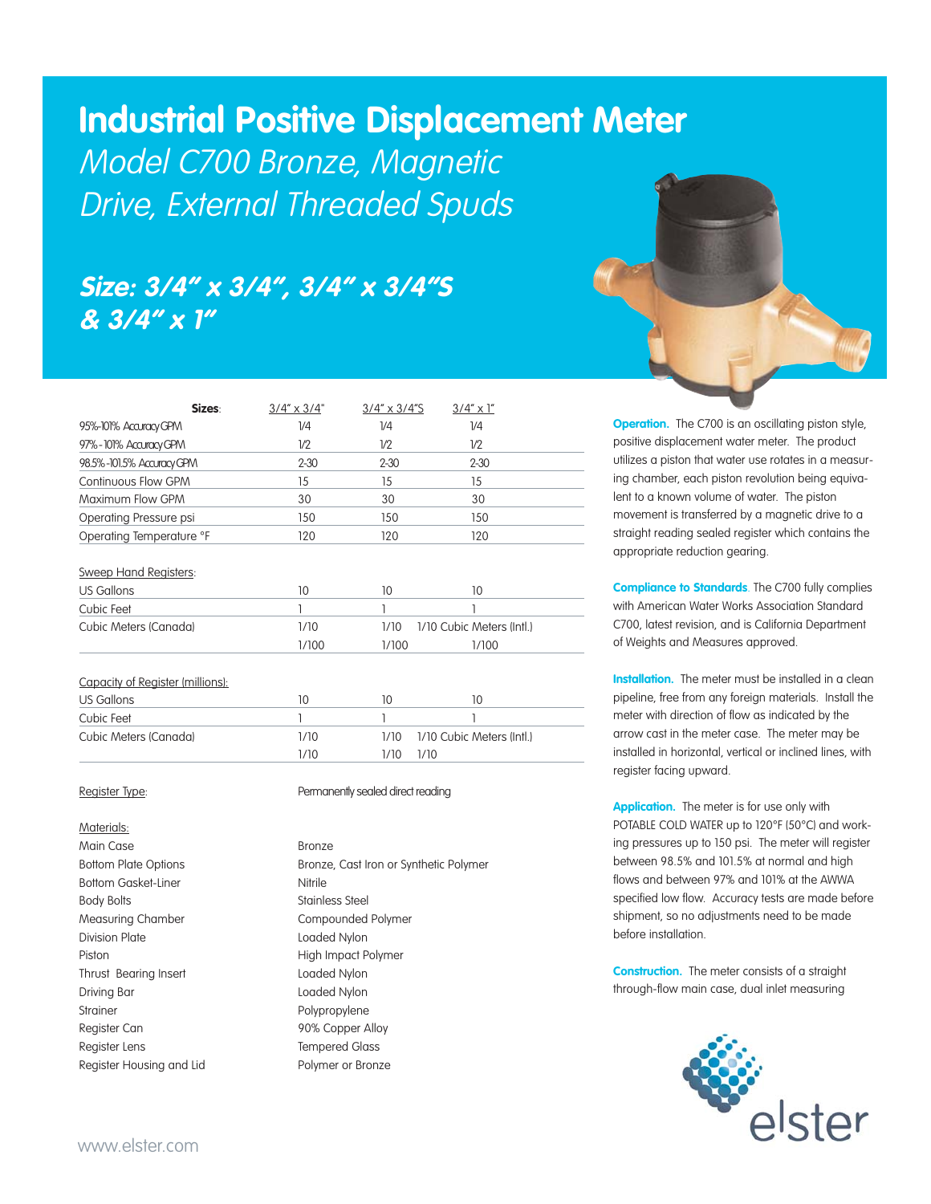# Industrial Positive Displacement Meter

*Model C700 Bronze, Magnetic Drive, External Threaded Spuds*

## *Size: 3/4" x 3/4", 3/4" x 3/4"S & 3/4" x 1"*

| **Sizes**: | 3/4" x 3/4" | 3/4" x 3/4"S | 3/4" x 1" |
|---|---|---|---|
| 95%-101% Accuracy GPM | 1/4 | 1/4 | 1/4 |
| 97% - 101% Accuracy GPM | 1/2 | 1/2 | 1/2 |
| 98.5% -101.5% Accuracy GPM | 2-30 | 2-30 | 2-30 |
| Continuous Flow GPM | 15 | 15 | 15 |
| Maximum Flow GPM | 30 | 30 | 30 |
| Operating Pressure psi | 150 | 150 | 150 |
| Operating Temperature °F | 120 | 120 | 120 |
| Sweep Hand Registers: | | | |
| US Gallons | 10 | 10 | 10 |
| Cubic Feet | 1 | 1 | 1 |
| Cubic Meters (Canada) | 1/10 | 1/10 | 1/10 Cubic Meters (Intl.) |
| | 1/100 | 1/100 | 1/100 |
| Capacity of Register (millions): | | | |
| US Gallons | 10 | 10 | 10 |
| Cubic Feet | 1 | 1 | 1 |
| Cubic Meters (Canada) | 1/10 | 1/10 | 1/10 Cubic Meters (Intl.) |
| | 1/10 | 1/10 | 1/10 |

Register Type: Permanently sealed direct reading

| Materials: | |
|---|---|
| Main Case | Bronze |
| Bottom Plate Options | Bronze, Cast Iron or Synthetic Polymer |
| Bottom Gasket-Liner | Nitrile |
| Body Bolts | Stainless Steel |
| Measuring Chamber | Compounded Polymer |
| Division Plate | Loaded Nylon |
| Piston | High Impact Polymer |
| Thrust Bearing Insert | Loaded Nylon |
| Driving Bar | Loaded Nylon |
| Strainer | Polypropylene |
| Register Can | 90% Copper Alloy |
| Register Lens | Tempered Glass |
| Register Housing and Lid | Polymer or Bronze |

**Operation.** The C700 is an oscillating piston style, positive displacement water meter. The product utilizes a piston that water use rotates in a measuring chamber, each piston revolution being equivalent to a known volume of water. The piston movement is transferred by a magnetic drive to a straight reading sealed register which contains the appropriate reduction gearing.

**Compliance to Standards**. The C700 fully complies with American Water Works Association Standard C700, latest revision, and is California Department of Weights and Measures approved.

**Installation.** The meter must be installed in a clean pipeline, free from any foreign materials. Install the meter with direction of flow as indicated by the arrow cast in the meter case. The meter may be installed in horizontal, vertical or inclined lines, with register facing upward.

**Application.** The meter is for use only with POTABLE COLD WATER up to 120°F (50°C) and working pressures up to 150 psi. The meter will register between 98.5% and 101.5% at normal and high flows and between 97% and 101% at the AWWA specified low flow. Accuracy tests are made before shipment, so no adjustments need to be made before installation.

**Construction.** The meter consists of a straight through-flow main case, dual inlet measuring

elster

www.elster.com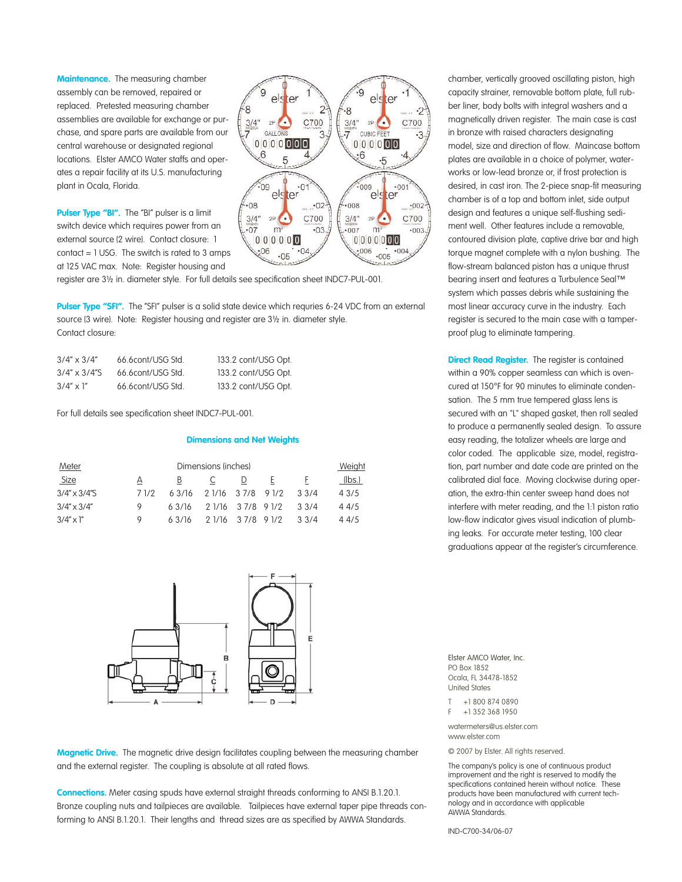**Maintenance.** The measuring chamber assembly can be removed, repaired or replaced. Pretested measuring chamber assemblies are available for exchange or purchase, and spare parts are available from our central warehouse or designated regional locations. Elster AMCO Water staffs and operates a repair facility at its U.S. manufacturing plant in Ocala, Florida.

**Pulser Type "BI".** The "BI" pulser is a limit switch device which requires power from an external source (2 wire). Contact closure: 1 contact = 1 USG. The switch is rated to 3 amps at 125 VAC max. Note: Register housing and register are 3½ in. diameter style. For full details see specification sheet INDC7-PUL-001.

**Pulser Type "SFI".** The "SFI" pulser is a solid state device which requries 6-24 VDC from an external source (3 wire). Note: Register housing and register are 3½ in. diameter style. Contact closure:

| | | |
|---|---|---|
| 3/4" x 3/4" | 66.6cont/USG Std. | 133.2 cont/USG Opt. |
| 3/4" x 3/4"S | 66.6cont/USG Std. | 133.2 cont/USG Opt. |
| 3/4" x 1" | 66.6cont/USG Std. | 133.2 cont/USG Opt. |

For full details see specification sheet INDC7-PUL-001.

### Dimensions and Net Weights

| Meter Size | A | B | C | D | E | F | Weight (lbs.) |
|---|---|---|---|---|---|---|---|
| 3/4" x 3/4"S | 7 1/2 | 6 3/16 | 2 1/16 | 3 7/8 | 9 1/2 | 3 3/4 | 4 3/5 |
| 3/4" x 3/4" | 9 | 6 3/16 | 2 1/16 | 3 7/8 | 9 1/2 | 3 3/4 | 4 4/5 |
| 3/4" x 1" | 9 | 6 3/16 | 2 1/16 | 3 7/8 | 9 1/2 | 3 3/4 | 4 4/5 |

Dimensions (inches)

A B C D E F

**Magnetic Drive.** The magnetic drive design facilitates coupling between the measuring chamber and the external register. The coupling is absolute at all rated flows.

**Connections.** Meter casing spuds have external straight threads conforming to ANSI B.1.20.1. Bronze coupling nuts and tailpieces are available. Tailpieces have external taper pipe threads conforming to ANSI B.1.20.1. Their lengths and thread sizes are as specified by AWWA Standards.

chamber, vertically grooved oscillating piston, high capacity strainer, removable bottom plate, full rubber liner, body bolts with integral washers and a magnetically driven register. The main case is cast in bronze with raised characters designating model, size and direction of flow. Maincase bottom plates are available in a choice of polymer, waterworks or low-lead bronze or, if frost protection is desired, in cast iron. The 2-piece snap-fit measuring chamber is of a top and bottom inlet, side output design and features a unique self-flushing sediment well. Other features include a removable, contoured division plate, captive drive bar and high torque magnet complete with a nylon bushing. The flow-stream balanced piston has a unique thrust bearing insert and features a Turbulence Seal™ system which passes debris while sustaining the most linear accuracy curve in the industry. Each register is secured to the main case with a tamper-proof plug to eliminate tampering.

**Direct Read Register.** The register is contained within a 90% copper seamless can which is oven-cured at 150°F for 90 minutes to eliminate condensation. The 5 mm true tempered glass lens is secured with an "L" shaped gasket, then roll sealed to produce a permanently sealed design. To assure easy reading, the totalizer wheels are large and color coded. The applicable size, model, registration, part number and date code are printed on the calibrated dial face. Moving clockwise during operation, the extra-thin center sweep hand does not interfere with meter reading, and the 1:1 piston ratio low-flow indicator gives visual indication of plumbing leaks. For accurate meter testing, 100 clear graduations appear at the register's circumference.

Elster AMCO Water, Inc.
PO Box 1852
Ocala, FL 34478-1852
United States

T +1 800 874 0890
F +1 352 368 1950

watermeters@us.elster.com
www.elster.com

© 2007 by Elster. All rights reserved.

The company's policy is one of continuous product improvement and the right is reserved to modify the specifications contained herein without notice. These products have been manufactured with current technology and in accordance with applicable AWWA Standards.

IND-C700-34/06-07